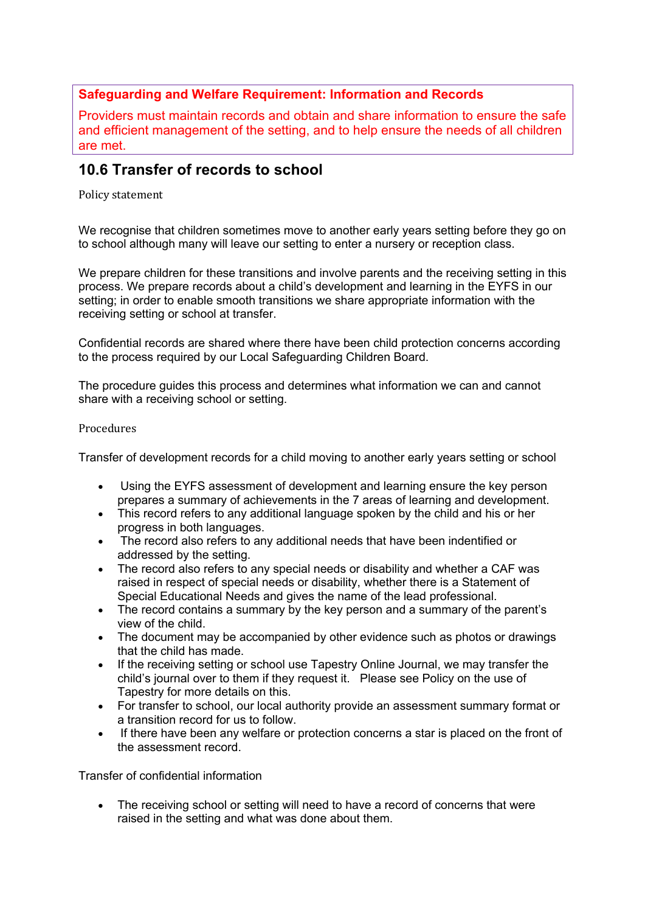**Safeguarding and Welfare Requirement: Information and Records**

Providers must maintain records and obtain and share information to ensure the safe and efficient management of the setting, and to help ensure the needs of all children are met.

## 10.6 Transfer of records to school

Policy statement

We recognise that children sometimes move to another early years setting before they go on to school although many will leave our setting to enter a nursery or reception class.

We prepare children for these transitions and involve parents and the receiving setting in this process. We prepare records about a child's development and learning in the EYFS in our setting; in order to enable smooth transitions we share appropriate information with the receiving setting or school at transfer.

Confidential records are shared where there have been child protection concerns according to the process required by our Local Safeguarding Children Board.

The procedure guides this process and determines what information we can and cannot share with a receiving school or setting.

Procedures

Transfer of development records for a child moving to another early years setting or school

- Using the EYFS assessment of development and learning ensure the key person prepares a summary of achievements in the 7 areas of learning and development.
- This record refers to any additional language spoken by the child and his or her progress in both languages.
- The record also refers to any additional needs that have been indentified or addressed by the setting.
- The record also refers to any special needs or disability and whether a CAF was raised in respect of special needs or disability, whether there is a Statement of Special Educational Needs and gives the name of the lead professional.
- The record contains a summary by the key person and a summary of the parent's view of the child.
- The document may be accompanied by other evidence such as photos or drawings that the child has made.
- If the receiving setting or school use Tapestry Online Journal, we may transfer the child's journal over to them if they request it. Please see Policy on the use of Tapestry for more details on this.
- For transfer to school, our local authority provide an assessment summary format or a transition record for us to follow.
- If there have been any welfare or protection concerns a star is placed on the front of the assessment record.

Transfer of confidential information

- The receiving school or setting will need to have a record of concerns that were raised in the setting and what was done about them.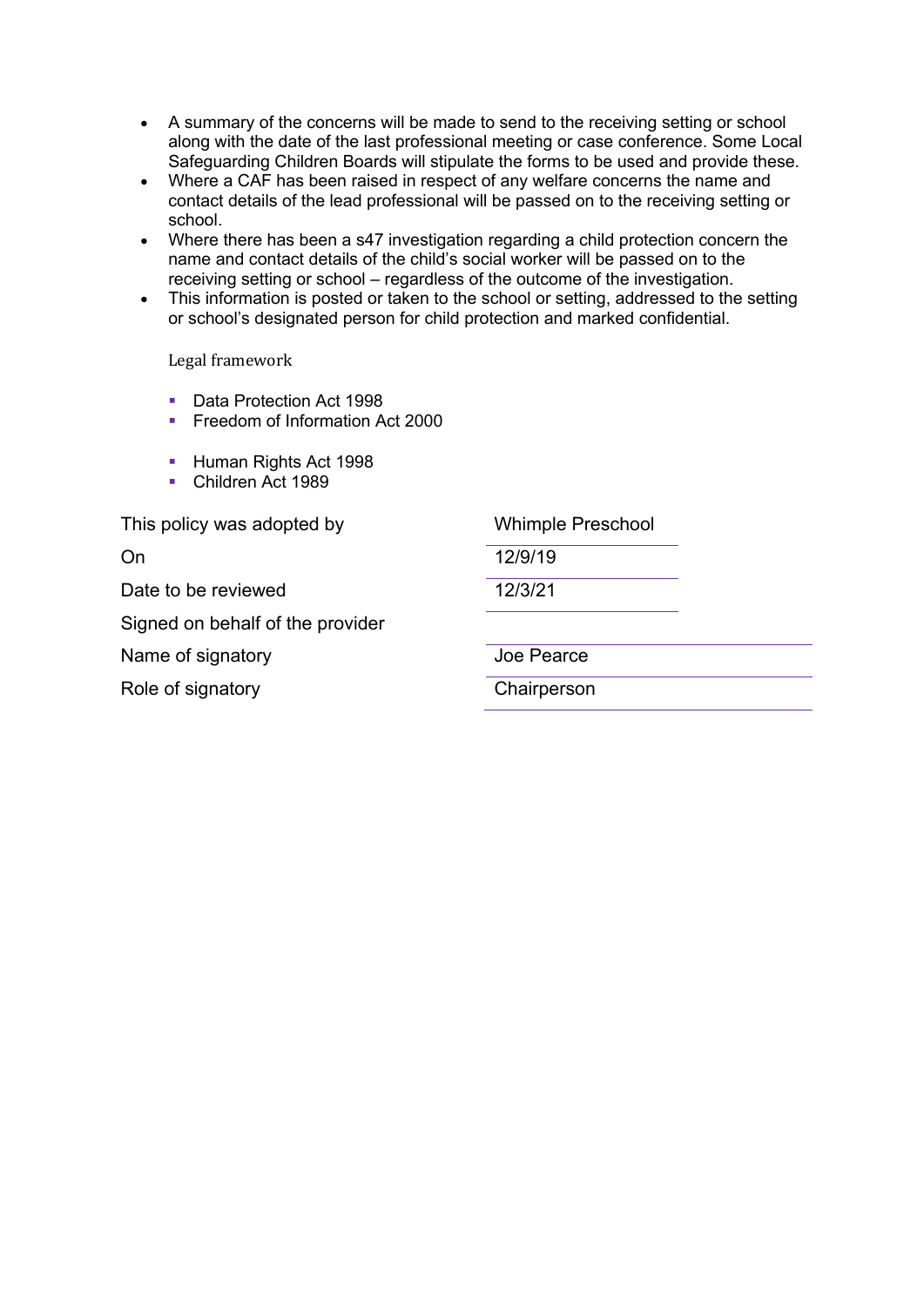- A summary of the concerns will be made to send to the receiving setting or school along with the date of the last professional meeting or case conference. Some Local Safeguarding Children Boards will stipulate the forms to be used and provide these.
- Where a CAF has been raised in respect of any welfare concerns the name and contact details of the lead professional will be passed on to the receiving setting or school.
- Where there has been a s47 investigation regarding a child protection concern the name and contact details of the child's social worker will be passed on to the receiving setting or school – regardless of the outcome of the investigation.
- This information is posted or taken to the school or setting, addressed to the setting or school's designated person for child protection and marked confidential.

### Legal framework

- Data Protection Act 1998
- Freedom of Information Act 2000

- Human Rights Act 1998
- Children Act 1989

| | |
|---|---|
| This policy was adopted by | Whimple Preschool |
| On | 12/9/19 |
| Date to be reviewed | 12/3/21 |
| Signed on behalf of the provider | |
| Name of signatory | Joe Pearce |
| Role of signatory | Chairperson |